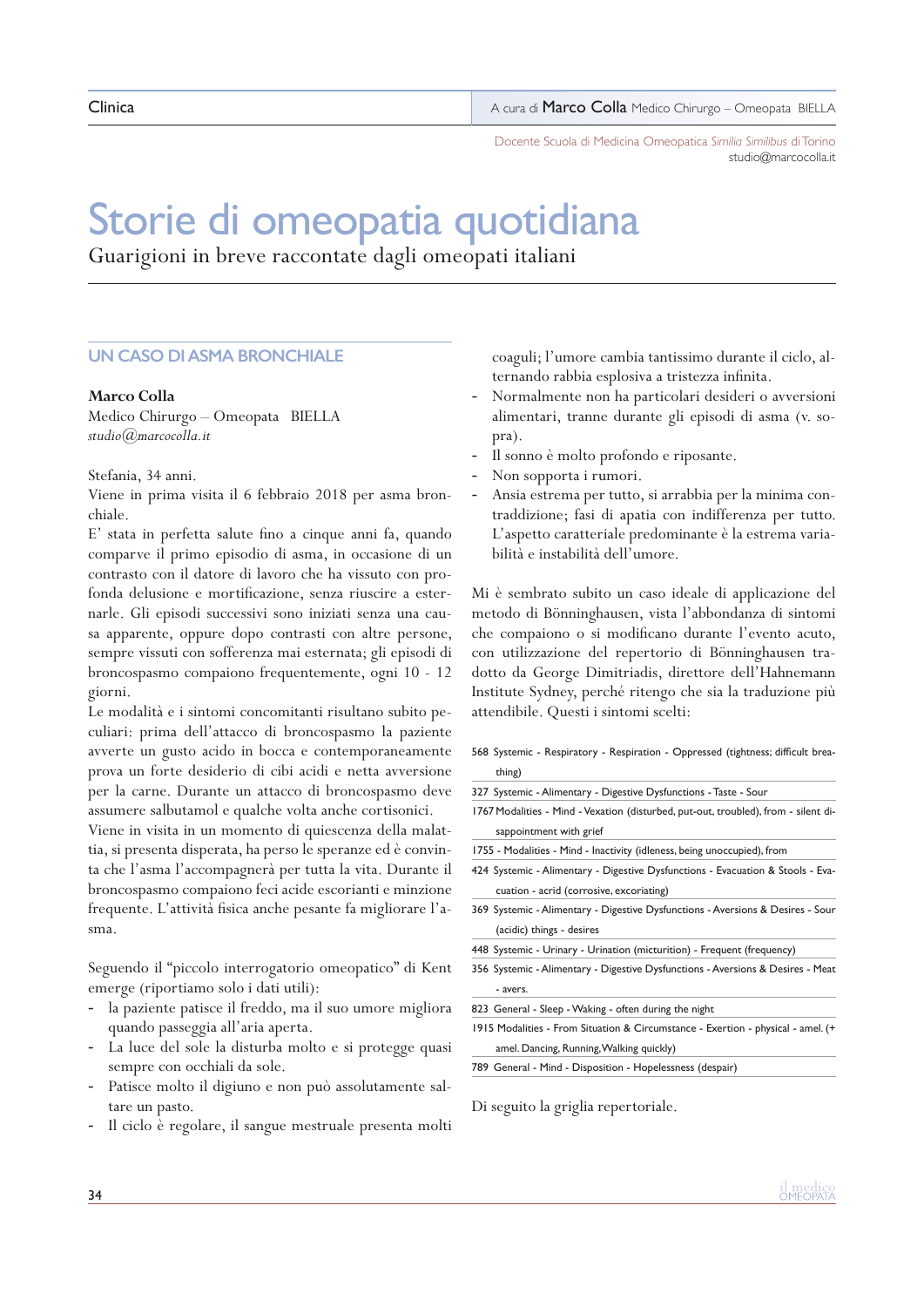Clinica

A cura di **Marco Colla** Medico Chirurgo – Omeopata BIELLA

Docente Scuola di Medicina Omeopatica *Similia Similibus* di Torino
studio@marcocolla.it

# Storie di omeopatia quotidiana

Guarigioni in breve raccontate dagli omeopati italiani

## UN CASO DI ASMA BRONCHIALE

**Marco Colla**
Medico Chirurgo – Omeopata BIELLA
*studio@marcocolla.it*

Stefania, 34 anni.
Viene in prima visita il 6 febbraio 2018 per asma bronchiale.
E' stata in perfetta salute fino a cinque anni fa, quando comparve il primo episodio di asma, in occasione di un contrasto con il datore di lavoro che ha vissuto con profonda delusione e mortificazione, senza riuscire a esternarle. Gli episodi successivi sono iniziati senza una causa apparente, oppure dopo contrasti con altre persone, sempre vissuti con sofferenza mai esternata; gli episodi di broncospasmo compaiono frequentemente, ogni 10 - 12 giorni.
Le modalità e i sintomi concomitanti risultano subito peculiari: prima dell'attacco di broncospasmo la paziente avverte un gusto acido in bocca e contemporaneamente prova un forte desiderio di cibi acidi e netta avversione per la carne. Durante un attacco di broncospasmo deve assumere salbutamol e qualche volta anche cortisonici.
Viene in visita in un momento di quiescenza della malattia, si presenta disperata, ha perso le speranze ed è convinta che l'asma l'accompagnerà per tutta la vita. Durante il broncospasmo compaiono feci acide escorianti e minzione frequente. L'attività fisica anche pesante fa migliorare l'asma.

Seguendo il "piccolo interrogatorio omeopatico" di Kent emerge (riportiamo solo i dati utili):

- la paziente patisce il freddo, ma il suo umore migliora quando passeggia all'aria aperta.
- La luce del sole la disturba molto e si protegge quasi sempre con occhiali da sole.
- Patisce molto il digiuno e non può assolutamente saltare un pasto.
- Il ciclo è regolare, il sangue mestruale presenta molti coaguli; l'umore cambia tantissimo durante il ciclo, alternando rabbia esplosiva a tristezza infinita.
- Normalmente non ha particolari desideri o avversioni alimentari, tranne durante gli episodi di asma (v. sopra).
- Il sonno è molto profondo e riposante.
- Non sopporta i rumori.
- Ansia estrema per tutto, si arrabbia per la minima contraddizione; fasi di apatia con indifferenza per tutto. L'aspetto caratteriale predominante è la estrema variabilità e instabilità dell'umore.

Mi è sembrato subito un caso ideale di applicazione del metodo di Bönninghausen, vista l'abbondanza di sintomi che compaiono o si modificano durante l'evento acuto, con utilizzazione del repertorio di Bönninghausen tradotto da George Dimitriadis, direttore dell'Hahnemann Institute Sydney, perché ritengo che sia la traduzione più attendibile. Questi i sintomi scelti:

568 Systemic - Respiratory - Respiration - Oppressed (tightness; difficult breathing)
327 Systemic - Alimentary - Digestive Dysfunctions - Taste - Sour
1767 Modalities - Mind - Vexation (disturbed, put-out, troubled), from - silent disappointment with grief
1755 - Modalities - Mind - Inactivity (idleness, being unoccupied), from
424 Systemic - Alimentary - Digestive Dysfunctions - Evacuation & Stools - Evacuation - acrid (corrosive, excoriating)
369 Systemic - Alimentary - Digestive Dysfunctions - Aversions & Desires - Sour (acidic) things - desires
448 Systemic - Urinary - Urination (micturition) - Frequent (frequency)
356 Systemic - Alimentary - Digestive Dysfunctions - Aversions & Desires - Meat - avers.
823 General - Sleep - Waking - often during the night
1915 Modalities - From Situation & Circumstance - Exertion - physical - amel. (+ amel. Dancing, Running, Walking quickly)
789 General - Mind - Disposition - Hopelessness (despair)

Di seguito la griglia repertoriale.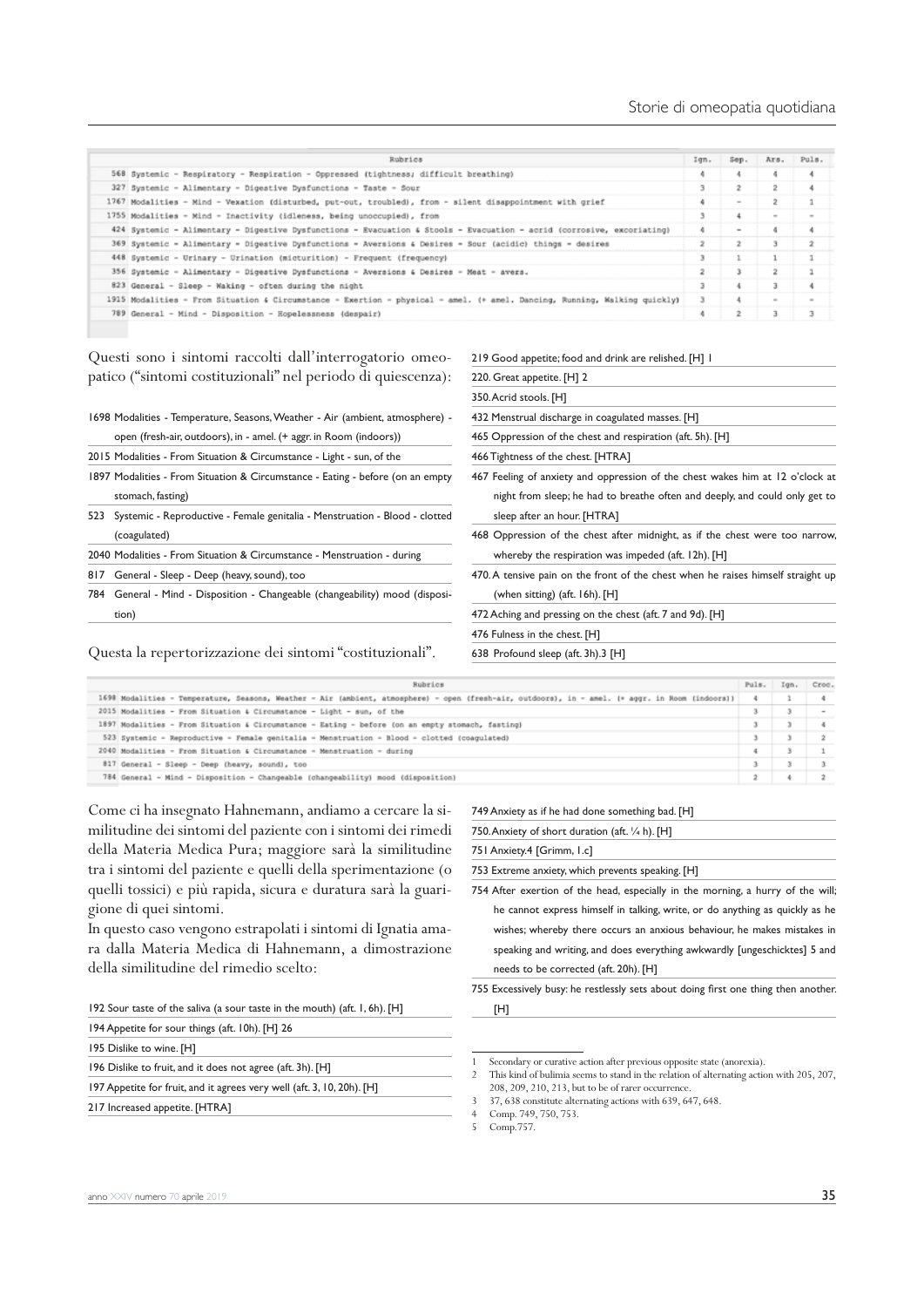| | Rubrics | Ign. | Sep. | Ars. | Puls. |
|---|---|---|---|---|---|
| 568 | Systemic - Respiratory - Respiration - Oppressed (tightness; difficult breathing) | 4 | 4 | 4 | 4 |
| 327 | Systemic - Alimentary - Digestive Dysfunctions - Taste - Sour | 3 | 2 | 2 | 4 |
| 1767 | Modalities - Mind - Vexation (disturbed, put-out, troubled), from - silent disappointment with grief | 4 | - | 2 | 1 |
| 1755 | Modalities - Mind - Inactivity (idleness, being unoccupied), from | 3 | 4 | - | - |
| 424 | Systemic - Alimentary - Digestive Dysfunctions - Evacuation & Stools - Evacuation - acrid (corrosive, excoriating) | 4 | - | 4 | 4 |
| 369 | Systemic - Alimentary - Digestive Dysfunctions - Aversions & Desires - Sour (acidic) things - desires | 2 | 2 | 3 | 2 |
| 448 | Systemic - Urinary - Urination (micturition) - Frequent (frequency) | 3 | 1 | 1 | 1 |
| 356 | Systemic - Alimentary - Digestive Dysfunctions - Aversions & Desires - Meat - avers. | 2 | 3 | 2 | 1 |
| 823 | General - Sleep - Waking - often during the night | 3 | 4 | 3 | 4 |
| 1915 | Modalities - From Situation & Circumstance - Exertion - physical - amel. (+ amel. Dancing, Running, Walking quickly) | 3 | 4 | - | - |
| 789 | General - Mind - Disposition - Hopelessness (despair) | 4 | 2 | 3 | 3 |

Questi sono i sintomi raccolti dall'interrogatorio omeopatico ("sintomi costituzionali" nel periodo di quiescenza):

1698 Modalities - Temperature, Seasons, Weather - Air (ambient, atmosphere) - open (fresh-air, outdoors), in - amel. (+ aggr. in Room (indoors))

2015 Modalities - From Situation & Circumstance - Light - sun, of the

1897 Modalities - From Situation & Circumstance - Eating - before (on an empty stomach, fasting)

523 Systemic - Reproductive - Female genitalia - Menstruation - Blood - clotted (coagulated)

2040 Modalities - From Situation & Circumstance - Menstruation - during

817 General - Sleep - Deep (heavy, sound), too

784 General - Mind - Disposition - Changeable (changeability) mood (disposition)

Questa la repertorizzazione dei sintomi "costituzionali".

219 Good appetite; food and drink are relished. [H] [1]

220. Great appetite. [H] [2]

350. Acrid stools. [H]

432 Menstrual discharge in coagulated masses. [H]

465 Oppression of the chest and respiration (aft. 5h). [H]

466 Tightness of the chest. [HTRA]

467 Feeling of anxiety and oppression of the chest wakes him at 12 o'clock at night from sleep; he had to breathe often and deeply, and could only get to sleep after an hour. [HTRA]

468 Oppression of the chest after midnight, as if the chest were too narrow, whereby the respiration was impeded (aft. 12h). [H]

470. A tensive pain on the front of the chest when he raises himself straight up (when sitting) (aft. 16h). [H]

472 Aching and pressing on the chest (aft. 7 and 9d). [H]

476 Fulness in the chest. [H]

638 Profound sleep (aft. 3h).[3] [H]

| | Rubrics | Puls. | Ign. | Croc. |
|---|---|---|---|---|
| 1698 | Modalities - Temperature, Seasons, Weather - Air (ambient, atmosphere) - open (fresh-air, outdoors), in - amel. (+ aggr. in Room (indoors)) | 4 | 1 | 4 |
| 2015 | Modalities - From Situation & Circumstance - Light - sun, of the | 3 | 3 | - |
| 1897 | Modalities - From Situation & Circumstance - Eating - before (on an empty stomach, fasting) | 3 | 3 | 4 |
| 523 | Systemic - Reproductive - Female genitalia - Menstruation - Blood - clotted (coagulated) | 3 | 3 | 2 |
| 2040 | Modalities - From Situation & Circumstance - Menstruation - during | 4 | 3 | 1 |
| 817 | General - Sleep - Deep (heavy, sound), too | 3 | 3 | 3 |
| 784 | General - Mind - Disposition - Changeable (changeability) mood (disposition) | 2 | 4 | 2 |

Come ci ha insegnato Hahnemann, andiamo a cercare la similitudine dei sintomi del paziente con i sintomi dei rimedi della Materia Medica Pura; maggiore sarà la similitudine tra i sintomi del paziente e quelli della sperimentazione (o quelli tossici) e più rapida, sicura e duratura sarà la guarigione di quei sintomi.

In questo caso vengono estrapolati i sintomi di Ignatia amara dalla Materia Medica di Hahnemann, a dimostrazione della similitudine del rimedio scelto:

192 Sour taste of the saliva (a sour taste in the mouth) (aft. 1, 6h). [H]

194 Appetite for sour things (aft. 10h). [H] 26

195 Dislike to wine. [H]

196 Dislike to fruit, and it does not agree (aft. 3h). [H]

197 Appetite for fruit, and it agrees very well (aft. 3, 10, 20h). [H]

217 Increased appetite. [HTRA]

749 Anxiety as if he had done something bad. [H]

750. Anxiety of short duration (aft. ¼ h). [H]

751 Anxiety.[4] [Grimm, l.c]

753 Extreme anxiety, which prevents speaking. [H]

754 After exertion of the head, especially in the morning, a hurry of the will; he cannot express himself in talking, write, or do anything as quickly as he wishes; whereby there occurs an anxious behaviour, he makes mistakes in speaking and writing, and does everything awkwardly [ungeschicktes] [5] and needs to be corrected (aft. 20h). [H]

755 Excessively busy: he restlessly sets about doing first one thing then another. [H]

---

1 Secondary or curative action after previous opposite state (anorexia).

2 This kind of bulimia seems to stand in the relation of alternating action with 205, 207, 208, 209, 210, 213, but to be of rarer occurrence.

3 37, 638 constitute alternating actions with 639, 647, 648.

4 Comp. 749, 750, 753.

5 Comp.757.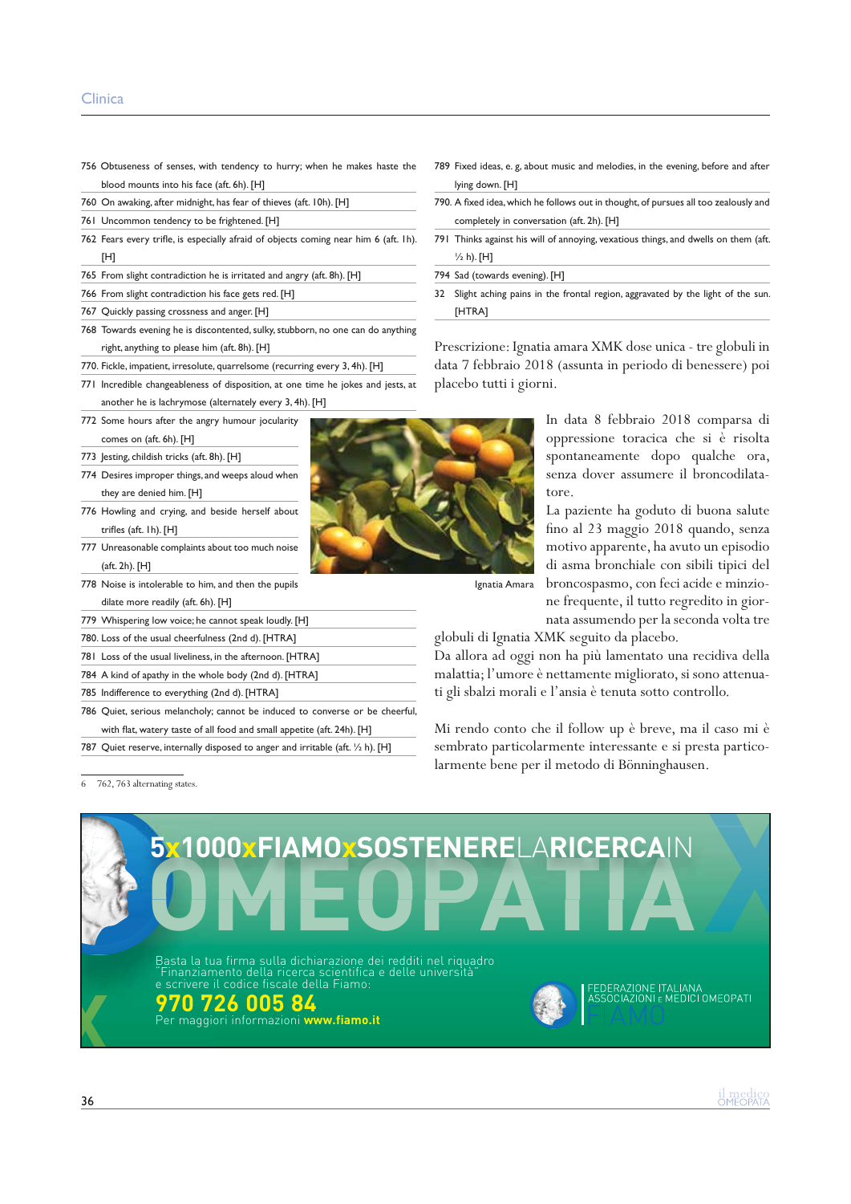756 Obtuseness of senses, with tendency to hurry; when he makes haste the blood mounts into his face (aft. 6h). [H]

760 On awaking, after midnight, has fear of thieves (aft. 10h). [H]

761 Uncommon tendency to be frightened. [H]

762 Fears every trifle, is especially afraid of objects coming near him 6 (aft. 1h). [H]

765 From slight contradiction he is irritated and angry (aft. 8h). [H]

766 From slight contradiction his face gets red. [H]

767 Quickly passing crossness and anger. [H]

768 Towards evening he is discontented, sulky, stubborn, no one can do anything right, anything to please him (aft. 8h). [H]

770. Fickle, impatient, irresolute, quarrelsome (recurring every 3, 4h). [H]

771 Incredible changeableness of disposition, at one time he jokes and jests, at another he is lachrymose (alternately every 3, 4h). [H]

772 Some hours after the angry humour jocularity comes on (aft. 6h). [H]

773 Jesting, childish tricks (aft. 8h). [H]

774 Desires improper things, and weeps aloud when they are denied him. [H]

776 Howling and crying, and beside herself about trifles (aft. 1h). [H]

777 Unreasonable complaints about too much noise (aft. 2h). [H]

778 Noise is intolerable to him, and then the pupils dilate more readily (aft. 6h). [H]

779 Whispering low voice; he cannot speak loudly. [H]

780. Loss of the usual cheerfulness (2nd d). [HTRA]

781 Loss of the usual liveliness, in the afternoon. [HTRA]

784 A kind of apathy in the whole body (2nd d). [HTRA]

785 Indifference to everything (2nd d). [HTRA]

786 Quiet, serious melancholy; cannot be induced to converse or be cheerful, with flat, watery taste of all food and small appetite (aft. 24h). [H]

787 Quiet reserve, internally disposed to anger and irritable (aft. ½ h). [H]

789 Fixed ideas, e. g. about music and melodies, in the evening, before and after lying down. [H]

790. A fixed idea, which he follows out in thought, of pursues all too zealously and completely in conversation (aft. 2h). [H]

791 Thinks against his will of annoying, vexatious things, and dwells on them (aft. ½ h). [H]

794 Sad (towards evening). [H]

32 Slight aching pains in the frontal region, aggravated by the light of the sun. [HTRA]

6 762, 763 alternating states.

Prescrizione: Ignatia amara XMK dose unica - tre globuli in data 7 febbraio 2018 (assunta in periodo di benessere) poi placebo tutti i giorni.

Ignatia Amara

In data 8 febbraio 2018 comparsa di oppressione toracica che si è risolta spontaneamente dopo qualche ora, senza dover assumere il broncodilatatore.

La paziente ha goduto di buona salute fino al 23 maggio 2018 quando, senza motivo apparente, ha avuto un episodio di asma bronchiale con sibili tipici del broncospasmo, con feci acide e minzione frequente, il tutto regredito in giornata assumendo per la seconda volta tre globuli di Ignatia XMK seguito da placebo.

Da allora ad oggi non ha più lamentato una recidiva della malattia; l'umore è nettamente migliorato, si sono attenuati gli sbalzi morali e l'ansia è tenuta sotto controllo.

Mi rendo conto che il follow up è breve, ma il caso mi è sembrato particolarmente interessante e si presta particolarmente bene per il metodo di Bönninghausen.

5x1000xFIAMOxSOSTENERELARICERCAIN OMEOPATIA

Basta la tua firma sulla dichiarazione dei redditi nel riquadro "Finanziamento della ricerca scientifica e delle università" e scrivere il codice fiscale della Fiamo:

**970 726 005 84**

Per maggiori informazioni **www.fiamo.it**

FEDERAZIONE ITALIANA ASSOCIAZIONI E MEDICI OMEOPATI FIAMO